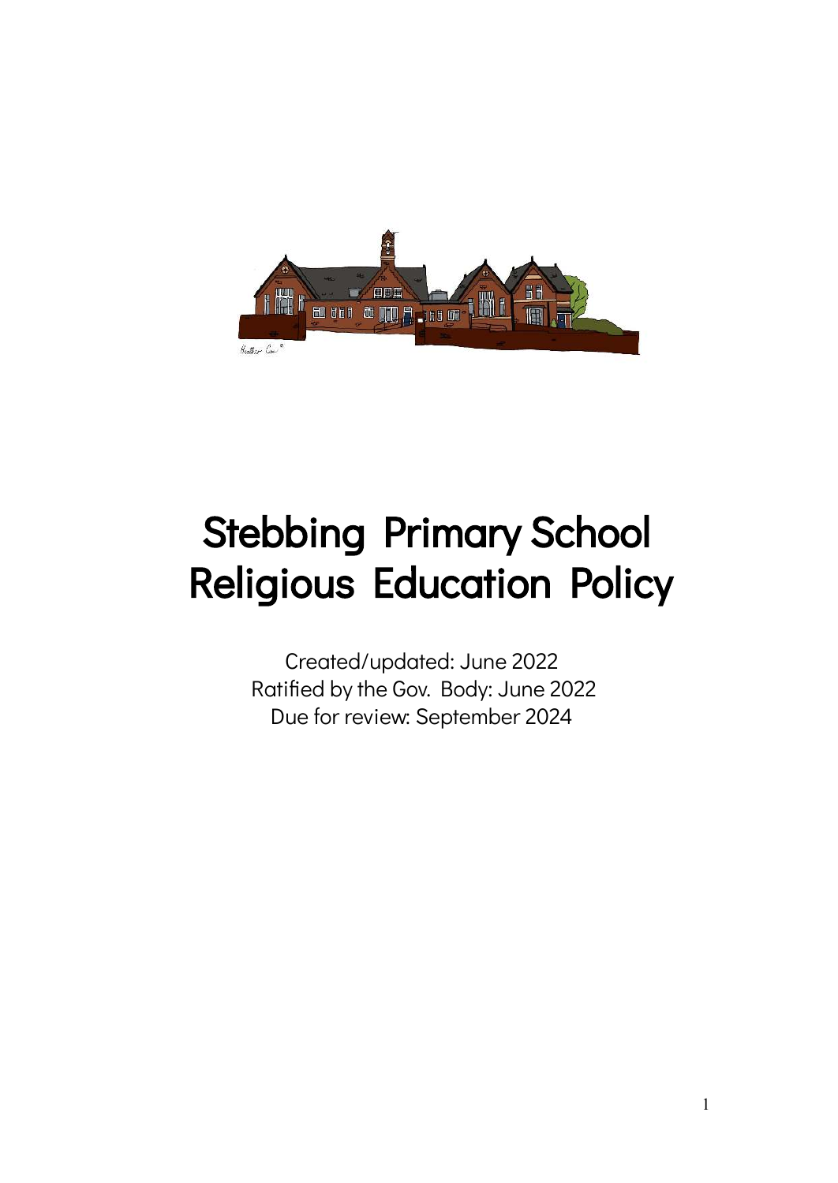# Stebbing Primary School Religious Education Policy

Created/updated: June 2022
Ratified by the Gov. Body: June 2022
Due for review: September 2024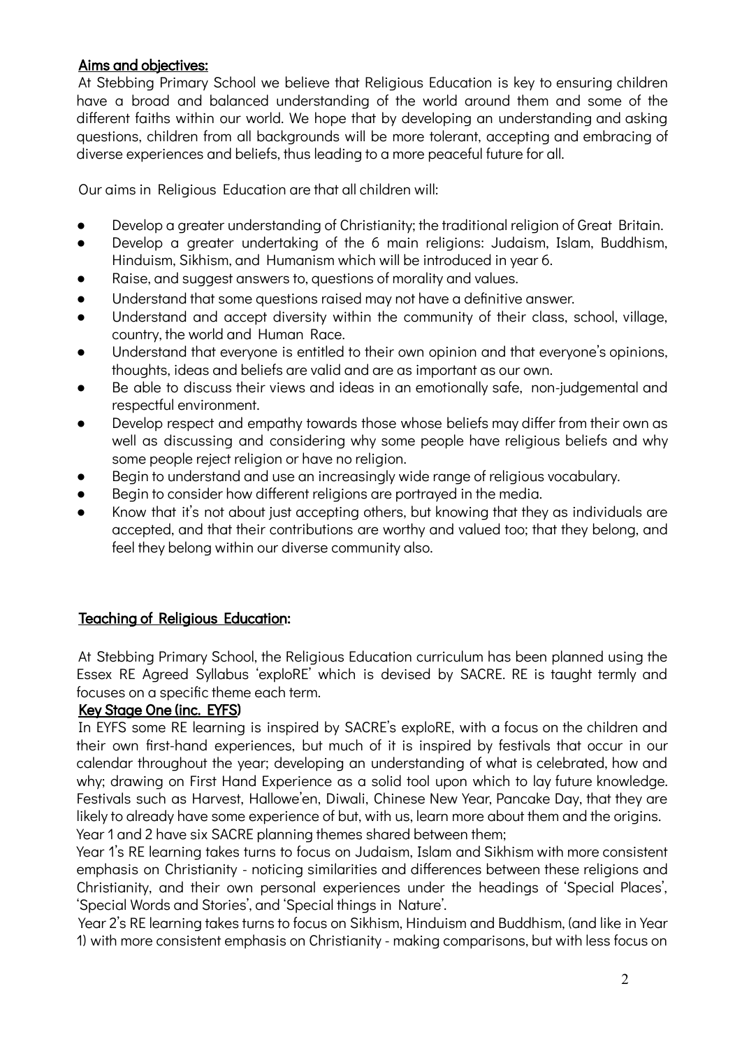## Aims and objectives:

At Stebbing Primary School we believe that Religious Education is key to ensuring children have a broad and balanced understanding of the world around them and some of the different faiths within our world. We hope that by developing an understanding and asking questions, children from all backgrounds will be more tolerant, accepting and embracing of diverse experiences and beliefs, thus leading to a more peaceful future for all.

Our aims in Religious Education are that all children will:

- Develop a greater understanding of Christianity; the traditional religion of Great Britain.
- Develop a greater undertaking of the 6 main religions: Judaism, Islam, Buddhism, Hinduism, Sikhism, and Humanism which will be introduced in year 6.
- Raise, and suggest answers to, questions of morality and values.
- Understand that some questions raised may not have a definitive answer.
- Understand and accept diversity within the community of their class, school, village, country, the world and Human Race.
- Understand that everyone is entitled to their own opinion and that everyone's opinions, thoughts, ideas and beliefs are valid and are as important as our own.
- Be able to discuss their views and ideas in an emotionally safe, non-judgemental and respectful environment.
- Develop respect and empathy towards those whose beliefs may differ from their own as well as discussing and considering why some people have religious beliefs and why some people reject religion or have no religion.
- Begin to understand and use an increasingly wide range of religious vocabulary.
- Begin to consider how different religions are portrayed in the media.
- Know that it's not about just accepting others, but knowing that they as individuals are accepted, and that their contributions are worthy and valued too; that they belong, and feel they belong within our diverse community also.

## Teaching of Religious Education:

At Stebbing Primary School, the Religious Education curriculum has been planned using the Essex RE Agreed Syllabus 'exploRE' which is devised by SACRE. RE is taught termly and focuses on a specific theme each term.

### Key Stage One (inc. EYFS)

In EYFS some RE learning is inspired by SACRE's exploRE, with a focus on the children and their own first-hand experiences, but much of it is inspired by festivals that occur in our calendar throughout the year; developing an understanding of what is celebrated, how and why; drawing on First Hand Experience as a solid tool upon which to lay future knowledge. Festivals such as Harvest, Hallowe'en, Diwali, Chinese New Year, Pancake Day, that they are likely to already have some experience of but, with us, learn more about them and the origins.

Year 1 and 2 have six SACRE planning themes shared between them;

Year 1's RE learning takes turns to focus on Judaism, Islam and Sikhism with more consistent emphasis on Christianity - noticing similarities and differences between these religions and Christianity, and their own personal experiences under the headings of 'Special Places', 'Special Words and Stories', and 'Special things in Nature'.

Year 2's RE learning takes turns to focus on Sikhism, Hinduism and Buddhism, (and like in Year 1) with more consistent emphasis on Christianity - making comparisons, but with less focus on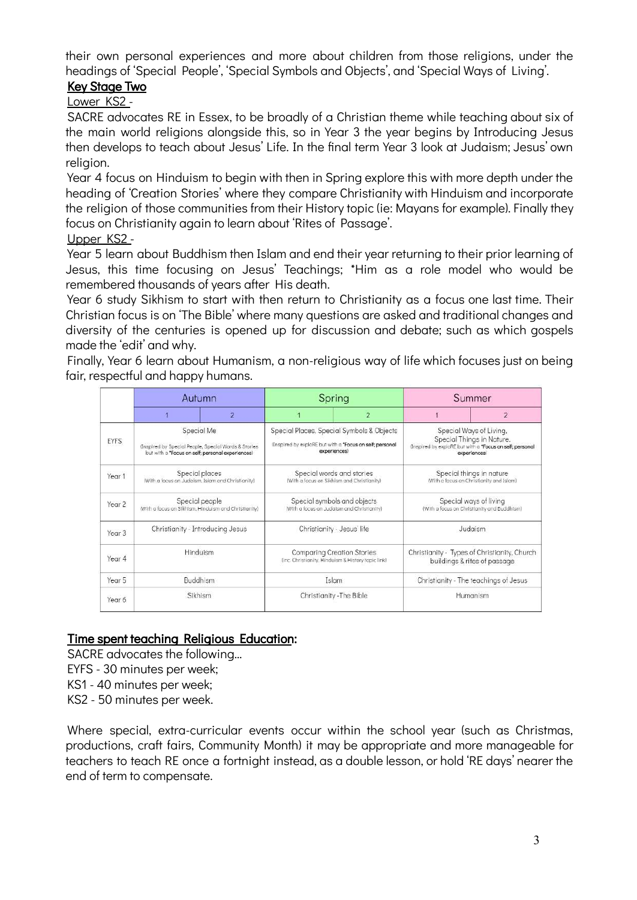their own personal experiences and more about children from those religions, under the headings of 'Special People', 'Special Symbols and Objects', and 'Special Ways of Living'.

## Key Stage Two

### Lower KS2 -

SACRE advocates RE in Essex, to be broadly of a Christian theme while teaching about six of the main world religions alongside this, so in Year 3 the year begins by Introducing Jesus then develops to teach about Jesus' Life. In the final term Year 3 look at Judaism; Jesus' own religion.

Year 4 focus on Hinduism to begin with then in Spring explore this with more depth under the heading of 'Creation Stories' where they compare Christianity with Hinduism and incorporate the religion of those communities from their History topic (ie: Mayans for example). Finally they focus on Christianity again to learn about 'Rites of Passage'.

### Upper KS2 -

Year 5 learn about Buddhism then Islam and end their year returning to their prior learning of Jesus, this time focusing on Jesus' Teachings; *Him as a role model who would be remembered thousands of years after His death.

Year 6 study Sikhism to start with then return to Christianity as a focus one last time. Their Christian focus is on 'The Bible' where many questions are asked and traditional changes and diversity of the centuries is opened up for discussion and debate; such as which gospels made the 'edit' and why.

Finally, Year 6 learn about Humanism, a non-religious way of life which focuses just on being fair, respectful and happy humans.

| | Autumn | | Spring | | Summer | |
|---|---|---|---|---|---|---|
| | 1 | 2 | 1 | 2 | 1 | 2 |
| EYFS | Special Me (Inspired by Special People, Special Words & Stories but with a *Focus on self; personal experiences) | | Special Places, Special Symbols & Objects (Inspired by exploRE but with a *Focus on self; personal experiences) | | Special Ways of Living, Special Things in Nature. (Inspired by exploRE but with a *Focus on self; personal experiences) | |
| Year 1 | Special places (With a focus on Judaism, Islam and Christianity) | | Special words and stories (With a focus on Sikhism and Christianity) | | Special things in nature (With a focus on Christianity and Islam) | |
| Year 2 | Special people (With a focus on Sikhism, Hinduism and Christianity) | | Special symbols and objects (With a focus on Judaism and Christianity) | | Special ways of living (With a focus on Christianity and Buddhism) | |
| Year 3 | Christianity - Introducing Jesus | | Christianity - Jesus' life | | Judaism | |
| Year 4 | Hinduism | | Comparing Creation Stories (inc. Christianity, Hinduism & History topic link) | | Christianity - Types of Christianity, Church buildings & rites of passage | |
| Year 5 | Buddhism | | Islam | | Christianity - The teachings of Jesus | |
| Year 6 | Sikhism | | Christianity -The Bible | | Humanism | |

## Time spent teaching Religious Education:

SACRE advocates the following...

EYFS - 30 minutes per week;
KS1 - 40 minutes per week;
KS2 - 50 minutes per week.

Where special, extra-curricular events occur within the school year (such as Christmas, productions, craft fairs, Community Month) it may be appropriate and more manageable for teachers to teach RE once a fortnight instead, as a double lesson, or hold 'RE days' nearer the end of term to compensate.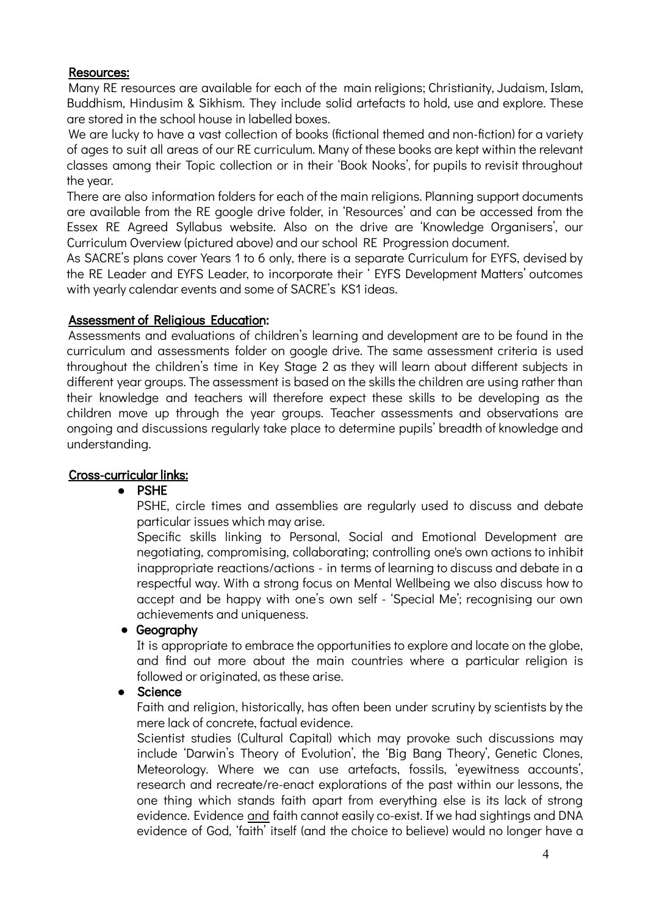**Resources:**

Many RE resources are available for each of the main religions; Christianity, Judaism, Islam, Buddhism, Hindusim & Sikhism. They include solid artefacts to hold, use and explore. These are stored in the school house in labelled boxes.

We are lucky to have a vast collection of books (fictional themed and non-fiction) for a variety of ages to suit all areas of our RE curriculum. Many of these books are kept within the relevant classes among their Topic collection or in their 'Book Nooks', for pupils to revisit throughout the year.

There are also information folders for each of the main religions. Planning support documents are available from the RE google drive folder, in 'Resources' and can be accessed from the Essex RE Agreed Syllabus website. Also on the drive are 'Knowledge Organisers', our Curriculum Overview (pictured above) and our school RE Progression document.

As SACRE's plans cover Years 1 to 6 only, there is a separate Curriculum for EYFS, devised by the RE Leader and EYFS Leader, to incorporate their ' EYFS Development Matters' outcomes with yearly calendar events and some of SACRE's KS1 ideas.

**Assessment of Religious Education:**

Assessments and evaluations of children's learning and development are to be found in the curriculum and assessments folder on google drive. The same assessment criteria is used throughout the children's time in Key Stage 2 as they will learn about different subjects in different year groups. The assessment is based on the skills the children are using rather than their knowledge and teachers will therefore expect these skills to be developing as the children move up through the year groups. Teacher assessments and observations are ongoing and discussions regularly take place to determine pupils' breadth of knowledge and understanding.

**Cross-curricular links:**

- **PSHE**

  PSHE, circle times and assemblies are regularly used to discuss and debate particular issues which may arise.

  Specific skills linking to Personal, Social and Emotional Development are negotiating, compromising, collaborating; controlling one's own actions to inhibit inappropriate reactions/actions - in terms of learning to discuss and debate in a respectful way. With a strong focus on Mental Wellbeing we also discuss how to accept and be happy with one's own self - 'Special Me'; recognising our own achievements and uniqueness.

- **Geography**

  It is appropriate to embrace the opportunities to explore and locate on the globe, and find out more about the main countries where a particular religion is followed or originated, as these arise.

- **Science**

  Faith and religion, historically, has often been under scrutiny by scientists by the mere lack of concrete, factual evidence.

  Scientist studies (Cultural Capital) which may provoke such discussions may include 'Darwin's Theory of Evolution', the 'Big Bang Theory', Genetic Clones, Meteorology. Where we can use artefacts, fossils, 'eyewitness accounts', research and recreate/re-enact explorations of the past within our lessons, the one thing which stands faith apart from everything else is its lack of strong evidence. Evidence and faith cannot easily co-exist. If we had sightings and DNA evidence of God, 'faith' itself (and the choice to believe) would no longer have a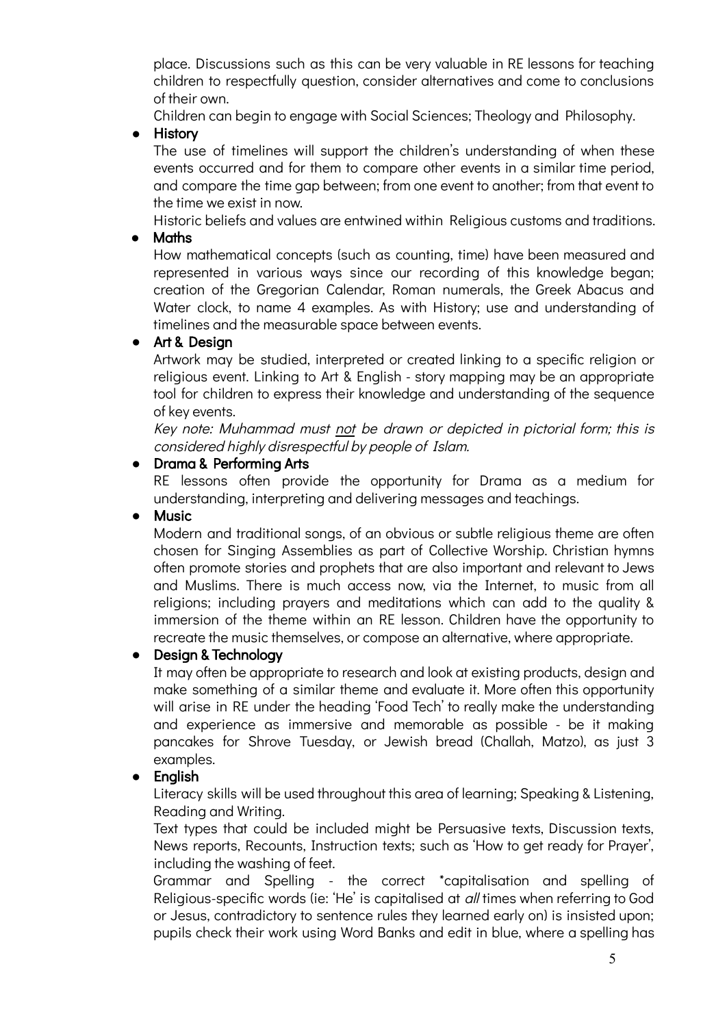place. Discussions such as this can be very valuable in RE lessons for teaching children to respectfully question, consider alternatives and come to conclusions of their own.

Children can begin to engage with Social Sciences; Theology and Philosophy.

- **History**

  The use of timelines will support the children's understanding of when these events occurred and for them to compare other events in a similar time period, and compare the time gap between; from one event to another; from that event to the time we exist in now.

  Historic beliefs and values are entwined within Religious customs and traditions.

- **Maths**

  How mathematical concepts (such as counting, time) have been measured and represented in various ways since our recording of this knowledge began; creation of the Gregorian Calendar, Roman numerals, the Greek Abacus and Water clock, to name 4 examples. As with History; use and understanding of timelines and the measurable space between events.

- **Art & Design**

  Artwork may be studied, interpreted or created linking to a specific religion or religious event. Linking to Art & English - story mapping may be an appropriate tool for children to express their knowledge and understanding of the sequence of key events.

  *Key note: Muhammad must <u>not</u> be drawn or depicted in pictorial form; this is considered highly disrespectful by people of Islam.*

- **Drama & Performing Arts**

  RE lessons often provide the opportunity for Drama as a medium for understanding, interpreting and delivering messages and teachings.

- **Music**

  Modern and traditional songs, of an obvious or subtle religious theme are often chosen for Singing Assemblies as part of Collective Worship. Christian hymns often promote stories and prophets that are also important and relevant to Jews and Muslims. There is much access now, via the Internet, to music from all religions; including prayers and meditations which can add to the quality & immersion of the theme within an RE lesson. Children have the opportunity to recreate the music themselves, or compose an alternative, where appropriate.

- **Design & Technology**

  It may often be appropriate to research and look at existing products, design and make something of a similar theme and evaluate it. More often this opportunity will arise in RE under the heading 'Food Tech' to really make the understanding and experience as immersive and memorable as possible - be it making pancakes for Shrove Tuesday, or Jewish bread (Challah, Matzo), as just 3 examples.

- **English**

  Literacy skills will be used throughout this area of learning; Speaking & Listening, Reading and Writing.

  Text types that could be included might be Persuasive texts, Discussion texts, News reports, Recounts, Instruction texts; such as 'How to get ready for Prayer', including the washing of feet.

  Grammar and Spelling - the correct *capitalisation and spelling of Religious-specific words (ie: 'He' is capitalised at *all* times when referring to God or Jesus, contradictory to sentence rules they learned early on) is insisted upon; pupils check their work using Word Banks and edit in blue, where a spelling has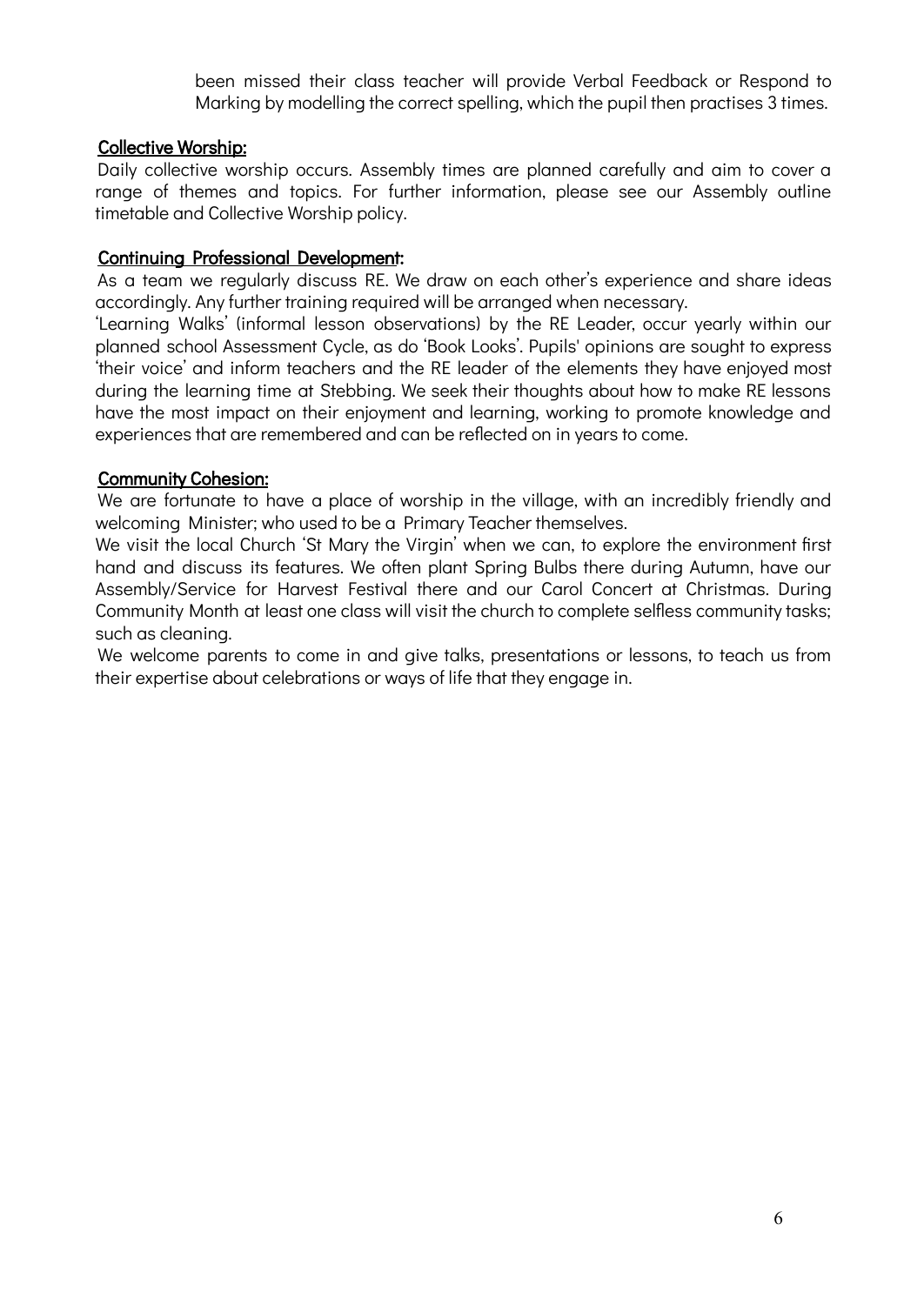been missed their class teacher will provide Verbal Feedback or Respond to Marking by modelling the correct spelling, which the pupil then practises 3 times.

## Collective Worship:

Daily collective worship occurs. Assembly times are planned carefully and aim to cover a range of themes and topics. For further information, please see our Assembly outline timetable and Collective Worship policy.

## Continuing Professional Development:

As a team we regularly discuss RE. We draw on each other's experience and share ideas accordingly. Any further training required will be arranged when necessary.

'Learning Walks' (informal lesson observations) by the RE Leader, occur yearly within our planned school Assessment Cycle, as do 'Book Looks'. Pupils' opinions are sought to express 'their voice' and inform teachers and the RE leader of the elements they have enjoyed most during the learning time at Stebbing. We seek their thoughts about how to make RE lessons have the most impact on their enjoyment and learning, working to promote knowledge and experiences that are remembered and can be reflected on in years to come.

## Community Cohesion:

We are fortunate to have a place of worship in the village, with an incredibly friendly and welcoming Minister; who used to be a Primary Teacher themselves.

We visit the local Church 'St Mary the Virgin' when we can, to explore the environment first hand and discuss its features. We often plant Spring Bulbs there during Autumn, have our Assembly/Service for Harvest Festival there and our Carol Concert at Christmas. During Community Month at least one class will visit the church to complete selfless community tasks; such as cleaning.

We welcome parents to come in and give talks, presentations or lessons, to teach us from their expertise about celebrations or ways of life that they engage in.